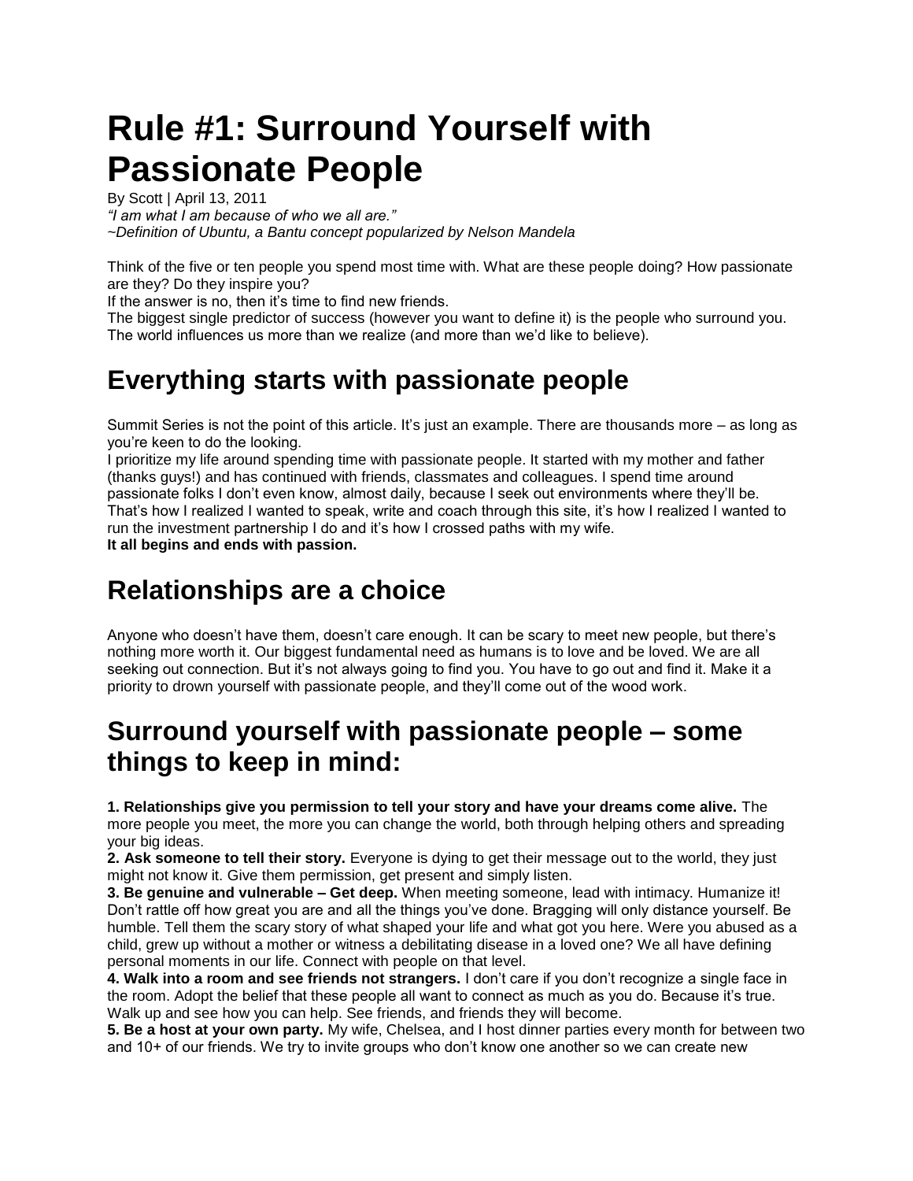# Rule #1: Surround Yourself with Passionate People

By Scott | April 13, 2011

*"I am what I am because of who we all are."*

*~Definition of Ubuntu, a Bantu concept popularized by Nelson Mandela*

Think of the five or ten people you spend most time with. What are these people doing? How passionate are they? Do they inspire you?

If the answer is no, then it's time to find new friends.

The biggest single predictor of success (however you want to define it) is the people who surround you. The world influences us more than we realize (and more than we'd like to believe).

## Everything starts with passionate people

Summit Series is not the point of this article. It's just an example. There are thousands more – as long as you're keen to do the looking.

I prioritize my life around spending time with passionate people. It started with my mother and father (thanks guys!) and has continued with friends, classmates and colleagues. I spend time around passionate folks I don't even know, almost daily, because I seek out environments where they'll be. That's how I realized I wanted to speak, write and coach through this site, it's how I realized I wanted to run the investment partnership I do and it's how I crossed paths with my wife.

**It all begins and ends with passion.**

## Relationships are a choice

Anyone who doesn't have them, doesn't care enough. It can be scary to meet new people, but there's nothing more worth it. Our biggest fundamental need as humans is to love and be loved. We are all seeking out connection. But it's not always going to find you. You have to go out and find it. Make it a priority to drown yourself with passionate people, and they'll come out of the wood work.

## Surround yourself with passionate people – some things to keep in mind:

**1. Relationships give you permission to tell your story and have your dreams come alive.** The more people you meet, the more you can change the world, both through helping others and spreading your big ideas.

**2. Ask someone to tell their story.** Everyone is dying to get their message out to the world, they just might not know it. Give them permission, get present and simply listen.

**3. Be genuine and vulnerable – Get deep.** When meeting someone, lead with intimacy. Humanize it! Don't rattle off how great you are and all the things you've done. Bragging will only distance yourself. Be humble. Tell them the scary story of what shaped your life and what got you here. Were you abused as a child, grew up without a mother or witness a debilitating disease in a loved one? We all have defining personal moments in our life. Connect with people on that level.

**4. Walk into a room and see friends not strangers.** I don't care if you don't recognize a single face in the room. Adopt the belief that these people all want to connect as much as you do. Because it's true. Walk up and see how you can help. See friends, and friends they will become.

**5. Be a host at your own party.** My wife, Chelsea, and I host dinner parties every month for between two and 10+ of our friends. We try to invite groups who don't know one another so we can create new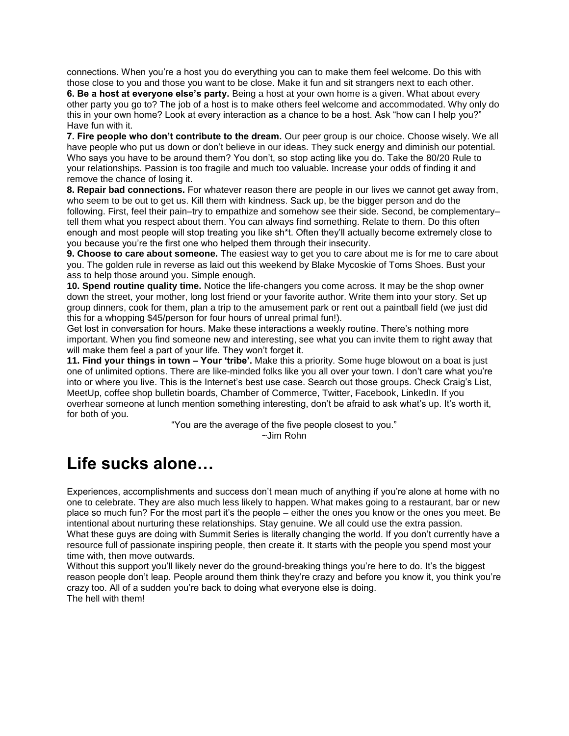connections. When you're a host you do everything you can to make them feel welcome. Do this with those close to you and those you want to be close. Make it fun and sit strangers next to each other.

**6. Be a host at everyone else's party.** Being a host at your own home is a given. What about every other party you go to? The job of a host is to make others feel welcome and accommodated. Why only do this in your own home? Look at every interaction as a chance to be a host. Ask "how can I help you?" Have fun with it.

**7. Fire people who don't contribute to the dream.** Our peer group is our choice. Choose wisely. We all have people who put us down or don't believe in our ideas. They suck energy and diminish our potential. Who says you have to be around them? You don't, so stop acting like you do. Take the 80/20 Rule to your relationships. Passion is too fragile and much too valuable. Increase your odds of finding it and remove the chance of losing it.

**8. Repair bad connections.** For whatever reason there are people in our lives we cannot get away from, who seem to be out to get us. Kill them with kindness. Sack up, be the bigger person and do the following. First, feel their pain–try to empathize and somehow see their side. Second, be complementary– tell them what you respect about them. You can always find something. Relate to them. Do this often enough and most people will stop treating you like sh*t. Often they'll actually become extremely close to you because you're the first one who helped them through their insecurity.

**9. Choose to care about someone.** The easiest way to get you to care about me is for me to care about you. The golden rule in reverse as laid out this weekend by Blake Mycoskie of Toms Shoes. Bust your ass to help those around you. Simple enough.

**10. Spend routine quality time.** Notice the life-changers you come across. It may be the shop owner down the street, your mother, long lost friend or your favorite author. Write them into your story. Set up group dinners, cook for them, plan a trip to the amusement park or rent out a paintball field (we just did this for a whopping $45/person for four hours of unreal primal fun!).

Get lost in conversation for hours. Make these interactions a weekly routine. There's nothing more important. When you find someone new and interesting, see what you can invite them to right away that will make them feel a part of your life. They won't forget it.

**11. Find your things in town – Your 'tribe'.** Make this a priority. Some huge blowout on a boat is just one of unlimited options. There are like-minded folks like you all over your town. I don't care what you're into or where you live. This is the Internet's best use case. Search out those groups. Check Craig's List, MeetUp, coffee shop bulletin boards, Chamber of Commerce, Twitter, Facebook, LinkedIn. If you overhear someone at lunch mention something interesting, don't be afraid to ask what's up. It's worth it, for both of you.

"You are the average of the five people closest to you."
~Jim Rohn

# Life sucks alone…

Experiences, accomplishments and success don't mean much of anything if you're alone at home with no one to celebrate. They are also much less likely to happen. What makes going to a restaurant, bar or new place so much fun? For the most part it's the people – either the ones you know or the ones you meet. Be intentional about nurturing these relationships. Stay genuine. We all could use the extra passion.

What these guys are doing with Summit Series is literally changing the world. If you don't currently have a resource full of passionate inspiring people, then create it. It starts with the people you spend most your time with, then move outwards.

Without this support you'll likely never do the ground-breaking things you're here to do. It's the biggest reason people don't leap. People around them think they're crazy and before you know it, you think you're crazy too. All of a sudden you're back to doing what everyone else is doing.

The hell with them!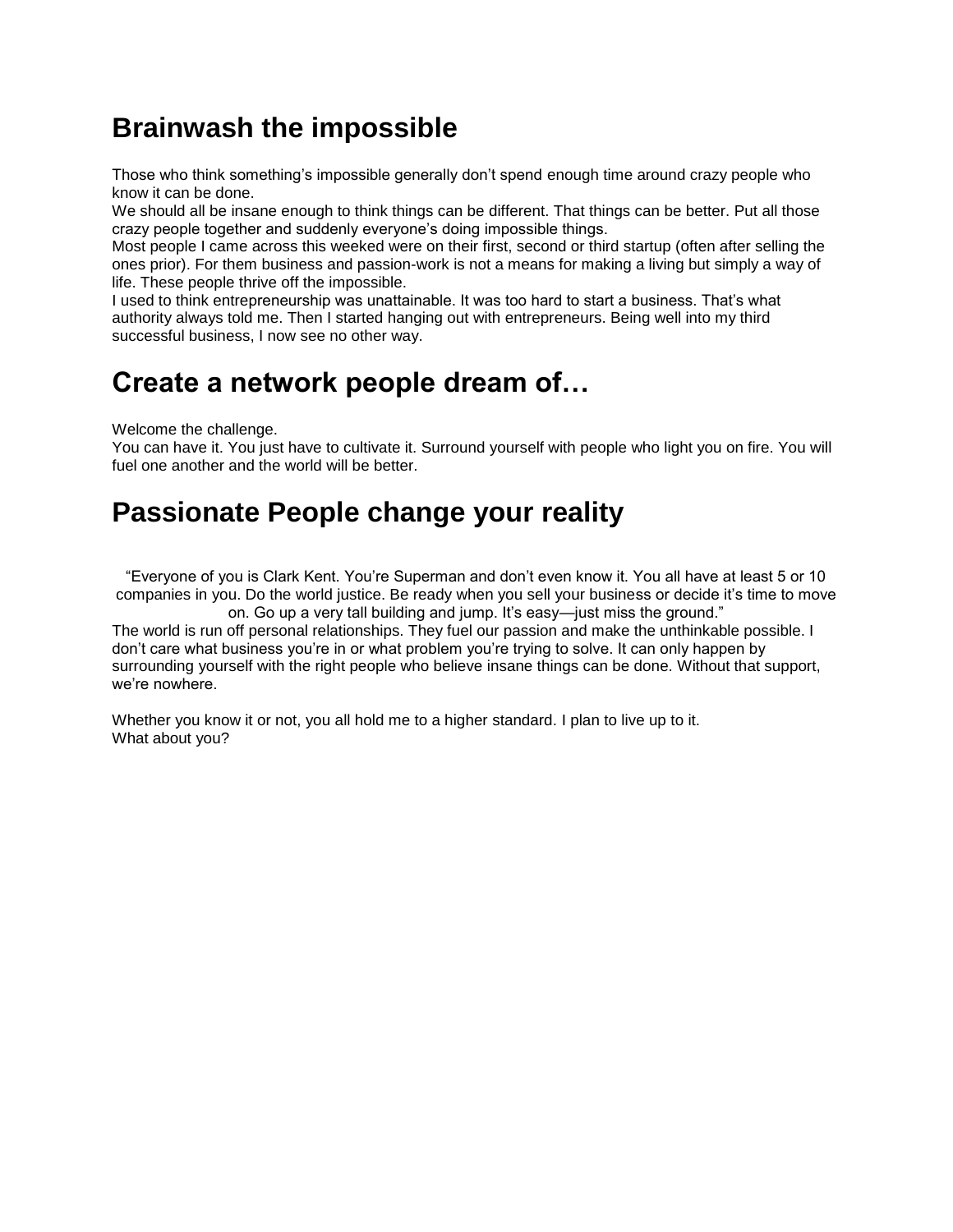## Brainwash the impossible

Those who think something's impossible generally don't spend enough time around crazy people who know it can be done.

We should all be insane enough to think things can be different. That things can be better. Put all those crazy people together and suddenly everyone's doing impossible things.

Most people I came across this weeked were on their first, second or third startup (often after selling the ones prior). For them business and passion-work is not a means for making a living but simply a way of life. These people thrive off the impossible.

I used to think entrepreneurship was unattainable. It was too hard to start a business. That's what authority always told me. Then I started hanging out with entrepreneurs. Being well into my third successful business, I now see no other way.

## Create a network people dream of…

Welcome the challenge.

You can have it. You just have to cultivate it. Surround yourself with people who light you on fire. You will fuel one another and the world will be better.

## Passionate People change your reality

"Everyone of you is Clark Kent. You're Superman and don't even know it. You all have at least 5 or 10 companies in you. Do the world justice. Be ready when you sell your business or decide it's time to move on. Go up a very tall building and jump. It's easy—just miss the ground."

The world is run off personal relationships. They fuel our passion and make the unthinkable possible. I don't care what business you're in or what problem you're trying to solve. It can only happen by surrounding yourself with the right people who believe insane things can be done. Without that support, we're nowhere.

Whether you know it or not, you all hold me to a higher standard. I plan to live up to it.
What about you?